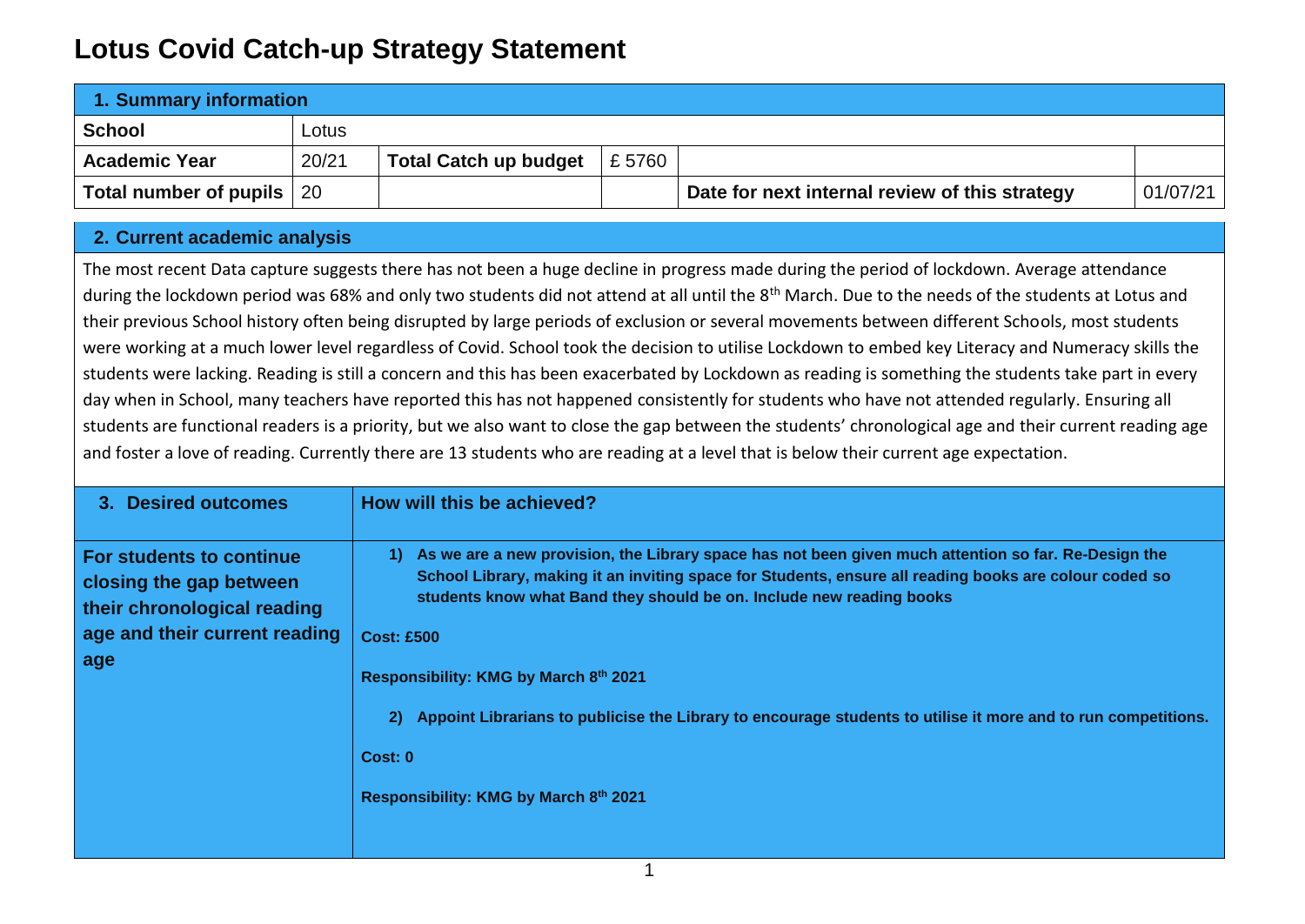# Lotus Covid Catch-up Strategy Statement

| 1. Summary information | | | | | |
|---|---|---|---|---|---|
| **School** | Lotus | | | | |
| **Academic Year** | 20/21 | **Total Catch up budget** | £ 5760 | | |
| **Total number of pupils** | 20 | | | **Date for next internal review of this strategy** | 01/07/21 |

## 2. Current academic analysis

The most recent Data capture suggests there has not been a huge decline in progress made during the period of lockdown. Average attendance during the lockdown period was 68% and only two students did not attend at all until the 8th March. Due to the needs of the students at Lotus and their previous School history often being disrupted by large periods of exclusion or several movements between different Schools, most students were working at a much lower level regardless of Covid. School took the decision to utilise Lockdown to embed key Literacy and Numeracy skills the students were lacking. Reading is still a concern and this has been exacerbated by Lockdown as reading is something the students take part in every day when in School, many teachers have reported this has not happened consistently for students who have not attended regularly. Ensuring all students are functional readers is a priority, but we also want to close the gap between the students' chronological age and their current reading age and foster a love of reading. Currently there are 13 students who are reading at a level that is below their current age expectation.

| 3. Desired outcomes | How will this be achieved? |
|---|---|
| **For students to continue closing the gap between their chronological reading age and their current reading age** | **1) As we are a new provision, the Library space has not been given much attention so far. Re-Design the School Library, making it an inviting space for Students, ensure all reading books are colour coded so students know what Band they should be on. Include new reading books**<br><br>**Cost: £500**<br><br>**Responsibility: KMG by March 8th 2021**<br><br>**2) Appoint Librarians to publicise the Library to encourage students to utilise it more and to run competitions.**<br><br>**Cost: 0**<br><br>**Responsibility: KMG by March 8th 2021** |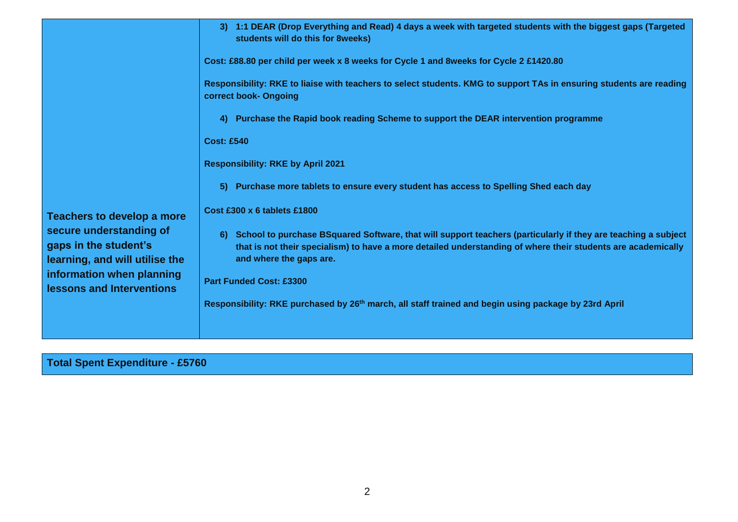| | |
|---|---|
| **Teachers to develop a more secure understanding of gaps in the student's learning, and will utilise the information when planning lessons and Interventions** | **3) 1:1 DEAR (Drop Everything and Read) 4 days a week with targeted students with the biggest gaps (Targeted students will do this for 8weeks)**<br><br>**Cost: £88.80 per child per week x 8 weeks for Cycle 1 and 8weeks for Cycle 2 £1420.80**<br><br>**Responsibility: RKE to liaise with teachers to select students. KMG to support TAs in ensuring students are reading correct book- Ongoing**<br><br>**4) Purchase the Rapid book reading Scheme to support the DEAR intervention programme**<br><br>**Cost: £540**<br><br>**Responsibility: RKE by April 2021**<br><br>**5) Purchase more tablets to ensure every student has access to Spelling Shed each day**<br><br>**Cost £300 x 6 tablets £1800**<br><br>**6) School to purchase BSquared Software, that will support teachers (particularly if they are teaching a subject that is not their specialism) to have a more detailed understanding of where their students are academically and where the gaps are.**<br><br>**Part Funded Cost: £3300**<br><br>**Responsibility: RKE purchased by 26th march, all staff trained and begin using package by 23rd April** |

**Total Spent Expenditure - £5760**